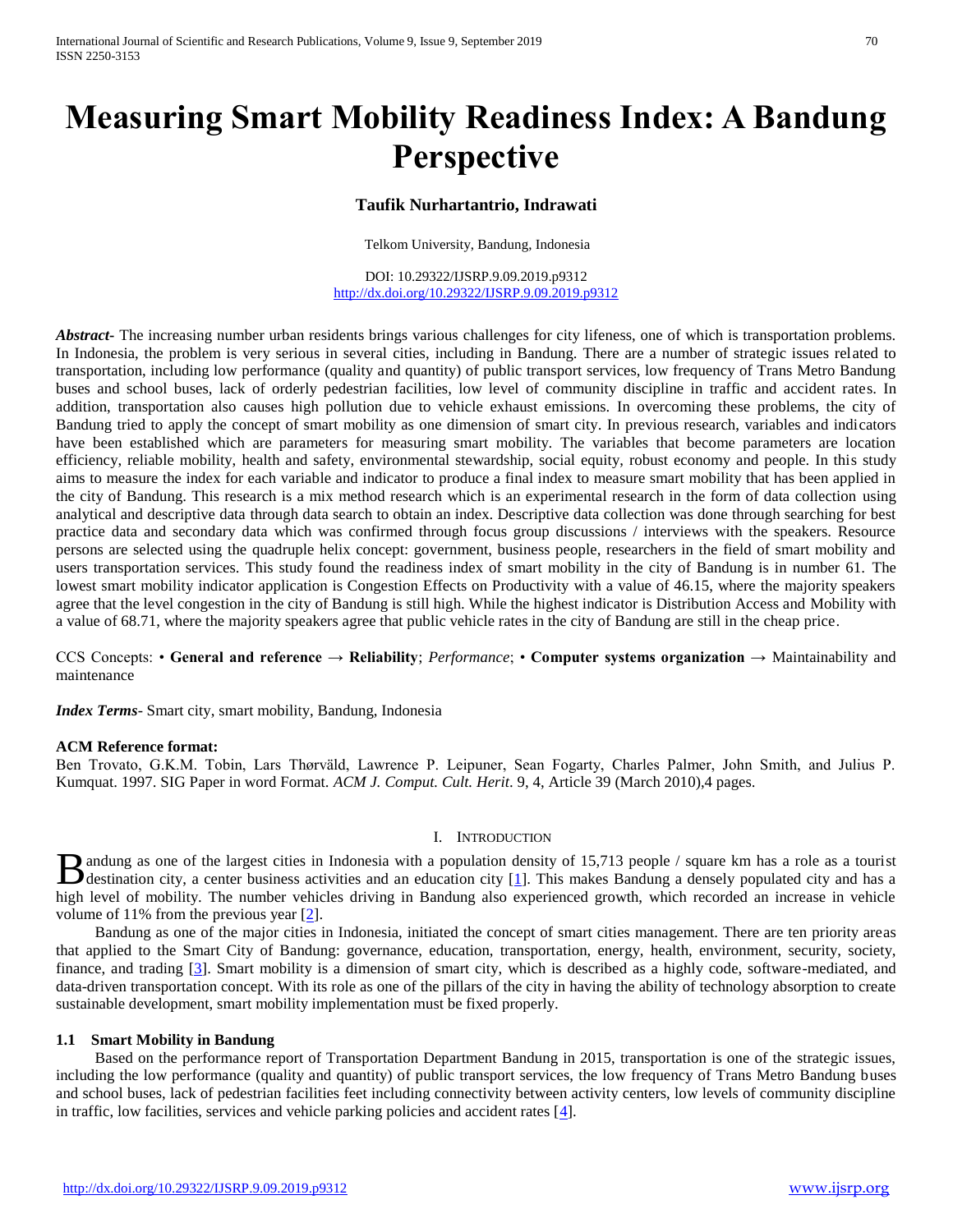# Measuring Smart Mobility Readiness Index: A Bandung Perspective

**Taufik Nurhartantrio, Indrawati**

Telkom University, Bandung, Indonesia

DOI: 10.29322/IJSRP.9.09.2019.p9312
http://dx.doi.org/10.29322/IJSRP.9.09.2019.p9312

***Abstract-*** The increasing number urban residents brings various challenges for city lifeness, one of which is transportation problems. In Indonesia, the problem is very serious in several cities, including in Bandung. There are a number of strategic issues related to transportation, including low performance (quality and quantity) of public transport services, low frequency of Trans Metro Bandung buses and school buses, lack of orderly pedestrian facilities, low level of community discipline in traffic and accident rates. In addition, transportation also causes high pollution due to vehicle exhaust emissions. In overcoming these problems, the city of Bandung tried to apply the concept of smart mobility as one dimension of smart city. In previous research, variables and indicators have been established which are parameters for measuring smart mobility. The variables that become parameters are location efficiency, reliable mobility, health and safety, environmental stewardship, social equity, robust economy and people. In this study aims to measure the index for each variable and indicator to produce a final index to measure smart mobility that has been applied in the city of Bandung. This research is a mix method research which is an experimental research in the form of data collection using analytical and descriptive data through data search to obtain an index. Descriptive data collection was done through searching for best practice data and secondary data which was confirmed through focus group discussions / interviews with the speakers. Resource persons are selected using the quadruple helix concept: government, business people, researchers in the field of smart mobility and users transportation services. This study found the readiness index of smart mobility in the city of Bandung is in number 61. The lowest smart mobility indicator application is Congestion Effects on Productivity with a value of 46.15, where the majority speakers agree that the level congestion in the city of Bandung is still high. While the highest indicator is Distribution Access and Mobility with a value of 68.71, where the majority speakers agree that public vehicle rates in the city of Bandung are still in the cheap price.

CCS Concepts: • **General and reference → Reliability**; *Performance*; • **Computer systems organization →** Maintainability and maintenance

***Index Terms-*** Smart city, smart mobility, Bandung, Indonesia

**ACM Reference format:**
Ben Trovato, G.K.M. Tobin, Lars Thørväld, Lawrence P. Leipuner, Sean Fogarty, Charles Palmer, John Smith, and Julius P. Kumquat. 1997. SIG Paper in word Format. *ACM J. Comput. Cult. Herit.* 9, 4, Article 39 (March 2010),4 pages.

## I. Introduction

Bandung as one of the largest cities in Indonesia with a population density of 15,713 people / square km has a role as a tourist destination city, a center business activities and an education city [1]. This makes Bandung a densely populated city and has a high level of mobility. The number vehicles driving in Bandung also experienced growth, which recorded an increase in vehicle volume of 11% from the previous year [2].

Bandung as one of the major cities in Indonesia, initiated the concept of smart cities management. There are ten priority areas that applied to the Smart City of Bandung: governance, education, transportation, energy, health, environment, security, society, finance, and trading [3]. Smart mobility is a dimension of smart city, which is described as a highly code, software-mediated, and data-driven transportation concept. With its role as one of the pillars of the city in having the ability of technology absorption to create sustainable development, smart mobility implementation must be fixed properly.

### 1.1 Smart Mobility in Bandung

Based on the performance report of Transportation Department Bandung in 2015, transportation is one of the strategic issues, including the low performance (quality and quantity) of public transport services, the low frequency of Trans Metro Bandung buses and school buses, lack of pedestrian facilities feet including connectivity between activity centers, low levels of community discipline in traffic, low facilities, services and vehicle parking policies and accident rates [4].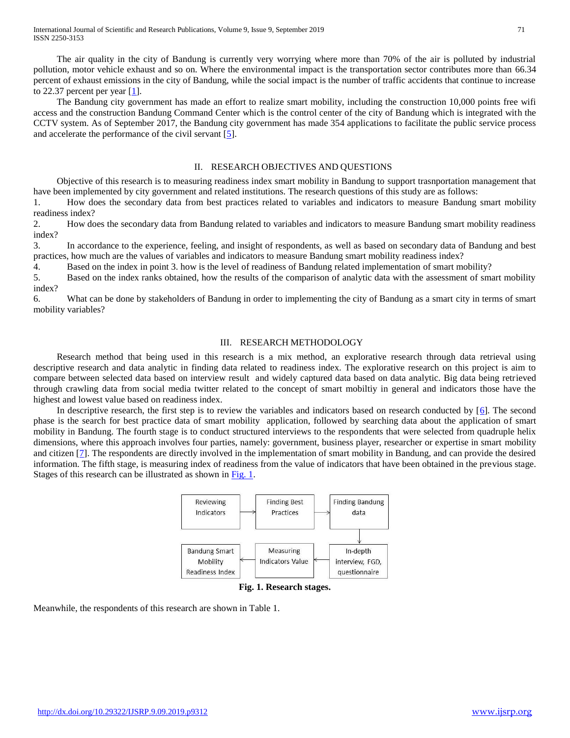The air quality in the city of Bandung is currently very worrying where more than 70% of the air is polluted by industrial pollution, motor vehicle exhaust and so on. Where the environmental impact is the transportation sector contributes more than 66.34 percent of exhaust emissions in the city of Bandung, while the social impact is the number of traffic accidents that continue to increase to 22.37 percent per year [1].

The Bandung city government has made an effort to realize smart mobility, including the construction 10,000 points free wifi access and the construction Bandung Command Center which is the control center of the city of Bandung which is integrated with the CCTV system. As of September 2017, the Bandung city government has made 354 applications to facilitate the public service process and accelerate the performance of the civil servant [5].

## II. RESEARCH OBJECTIVES AND QUESTIONS

Objective of this research is to measuring readiness index smart mobility in Bandung to support trasnportation management that have been implemented by city government and related institutions. The research questions of this study are as follows:

1. How does the secondary data from best practices related to variables and indicators to measure Bandung smart mobility readiness index?
2. How does the secondary data from Bandung related to variables and indicators to measure Bandung smart mobility readiness index?
3. In accordance to the experience, feeling, and insight of respondents, as well as based on secondary data of Bandung and best practices, how much are the values of variables and indicators to measure Bandung smart mobility readiness index?
4. Based on the index in point 3. how is the level of readiness of Bandung related implementation of smart mobility?
5. Based on the index ranks obtained, how the results of the comparison of analytic data with the assessment of smart mobility index?
6. What can be done by stakeholders of Bandung in order to implementing the city of Bandung as a smart city in terms of smart mobility variables?

## III. RESEARCH METHODOLOGY

Research method that being used in this research is a mix method, an explorative research through data retrieval using descriptive research and data analytic in finding data related to readiness index. The explorative research on this project is aim to compare between selected data based on interview result and widely captured data based on data analytic. Big data being retrieved through crawling data from social media twitter related to the concept of smart mobiltiy in general and indicators those have the highest and lowest value based on readiness index.

In descriptive research, the first step is to review the variables and indicators based on research conducted by [6]. The second phase is the search for best practice data of smart mobility application, followed by searching data about the application of smart mobility in Bandung. The fourth stage is to conduct structured interviews to the respondents that were selected from quadruple helix dimensions, where this approach involves four parties, namely: government, business player, researcher or expertise in smart mobility and citizen [7]. The respondents are directly involved in the implementation of smart mobility in Bandung, and can provide the desired information. The fifth stage, is measuring index of readiness from the value of indicators that have been obtained in the previous stage. Stages of this research can be illustrated as shown in Fig. 1.

Reviewing Indicators → Finding Best Practices → Finding Bandung data → In-depth interview, FGD, questionnaire → Measuring Indicators Value → Bandung Smart Mobility Readiness Index

**Fig. 1. Research stages.**

Meanwhile, the respondents of this research are shown in Table 1.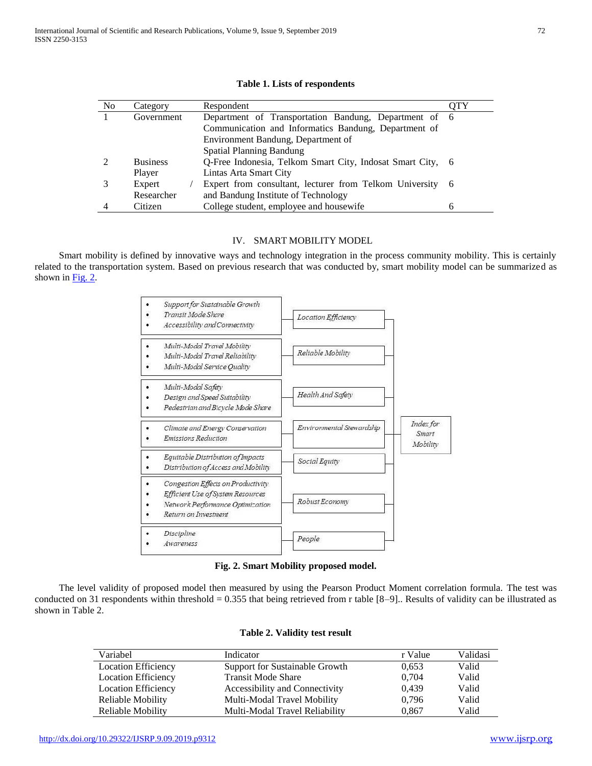**Table 1. Lists of respondents**

| No | Category | Respondent | QTY |
|---|---|---|---|
| 1 | Government | Department of Transportation Bandung, Department of Communication and Informatics Bandung, Department of Environment Bandung, Department of Spatial Planning Bandung | 6 |
| 2 | Business Player | Q-Free Indonesia, Telkom Smart City, Indosat Smart City, Lintas Arta Smart City | 6 |
| 3 | Expert / Researcher | Expert from consultant, lecturer from Telkom University and Bandung Institute of Technology | 6 |
| 4 | Citizen | College student, employee and housewife | 6 |

## IV. SMART MOBILITY MODEL

Smart mobility is defined by innovative ways and technology integration in the process community mobility. This is certainly related to the transportation system. Based on previous research that was conducted by, smart mobility model can be summarized as shown in Fig. 2.

- *Location Efficiency*
  - *Support for Sustainable Growth*
  - *Transit Mode Share*
  - *Accessibility and Connectivity*
- *Reliable Mobility*
  - *Multi-Modal Travel Mobility*
  - *Multi-Modal Travel Reliability*
  - *Multi-Modal Service Quality*
- *Health And Safety*
  - *Multi-Modal Safety*
  - *Design and Speed Suitability*
  - *Pedestrian and Bicycle Mode Share*
- *Environmental Stewardship*
  - *Climate and Energy Conservation*
  - *Emissions Reduction*
- *Social Equity*
  - *Equitable Distribution of Impacts*
  - *Distribution of Access and Mobility*
- *Robust Economy*
  - *Congestion Effects on Productivity*
  - *Efficient Use of System Resources*
  - *Network Performance Optimization*
  - *Return on Investment*
- *People*
  - *Discipline*
  - *Awareness*

→ *Index for Smart Mobility*

**Fig. 2. Smart Mobility proposed model.**

The level validity of proposed model then measured by using the Pearson Product Moment correlation formula. The test was conducted on 31 respondents within threshold = 0.355 that being retrieved from r table [8–9].. Results of validity can be illustrated as shown in Table 2.

**Table 2. Validity test result**

| Variabel | Indicator | r Value | Validasi |
|---|---|---|---|
| Location Efficiency | Support for Sustainable Growth | 0,653 | Valid |
| Location Efficiency | Transit Mode Share | 0,704 | Valid |
| Location Efficiency | Accessibility and Connectivity | 0,439 | Valid |
| Reliable Mobility | Multi-Modal Travel Mobility | 0,796 | Valid |
| Reliable Mobility | Multi-Modal Travel Reliability | 0,867 | Valid |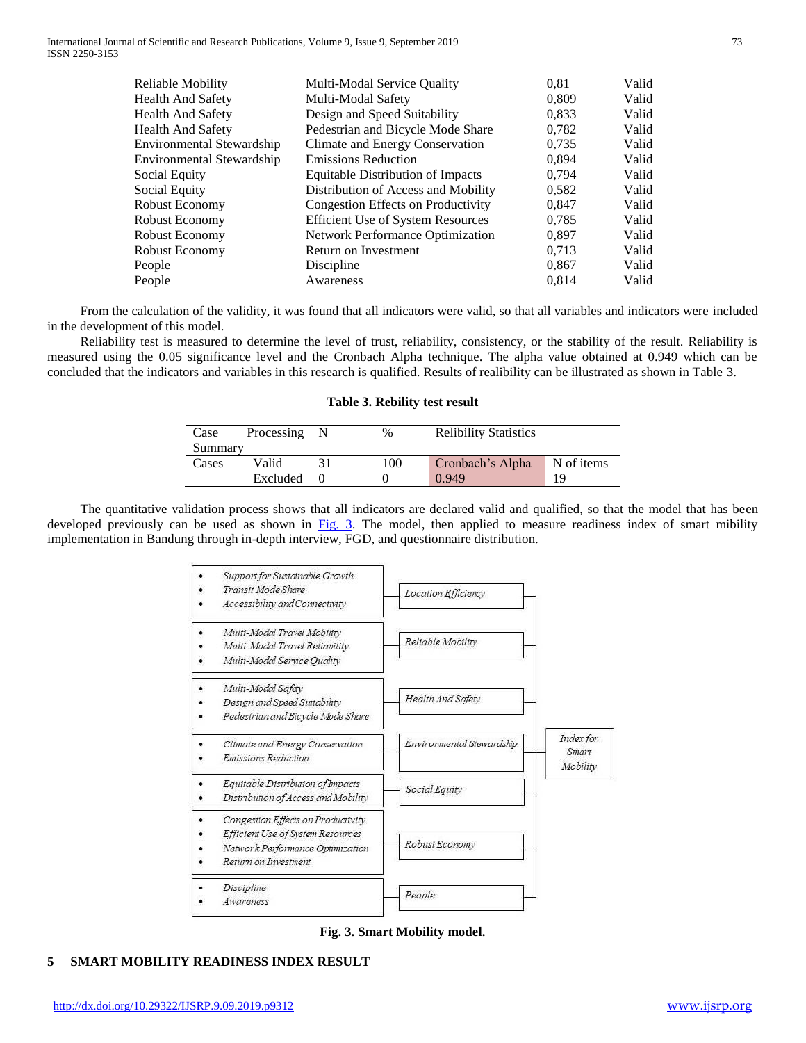| Reliable Mobility | Multi-Modal Service Quality | 0,81 | Valid |
|---|---|---|---|
| Health And Safety | Multi-Modal Safety | 0,809 | Valid |
| Health And Safety | Design and Speed Suitability | 0,833 | Valid |
| Health And Safety | Pedestrian and Bicycle Mode Share | 0,782 | Valid |
| Environmental Stewardship | Climate and Energy Conservation | 0,735 | Valid |
| Environmental Stewardship | Emissions Reduction | 0,894 | Valid |
| Social Equity | Equitable Distribution of Impacts | 0,794 | Valid |
| Social Equity | Distribution of Access and Mobility | 0,582 | Valid |
| Robust Economy | Congestion Effects on Productivity | 0,847 | Valid |
| Robust Economy | Efficient Use of System Resources | 0,785 | Valid |
| Robust Economy | Network Performance Optimization | 0,897 | Valid |
| Robust Economy | Return on Investment | 0,713 | Valid |
| People | Discipline | 0,867 | Valid |
| People | Awareness | 0,814 | Valid |

From the calculation of the validity, it was found that all indicators were valid, so that all variables and indicators were included in the development of this model.

Reliability test is measured to determine the level of trust, reliability, consistency, or the stability of the result. Reliability is measured using the 0.05 significance level and the Cronbach Alpha technique. The alpha value obtained at 0.949 which can be concluded that the indicators and variables in this research is qualified. Results of realibility can be illustrated as shown in Table 3.

**Table 3. Rebility test result**

| Case Processing Summary | | N | % | Relibility Statistics | |
|---|---|---|---|---|---|
| Cases | Valid | 31 | 100 | Cronbach's Alpha | N of items |
| | Excluded | 0 | 0 | 0.949 | 19 |

The quantitative validation process shows that all indicators are declared valid and qualified, so that the model that has been developed previously can be used as shown in Fig. 3. The model, then applied to measure readiness index of smart mibility implementation in Bandung through in-depth interview, FGD, and questionnaire distribution.

- *Support for Sustainable Growth*
- *Transit Mode Share*
- *Accessibility and Connectivity*

→ *Location Efficiency*

- *Multi-Modal Travel Mobility*
- *Multi-Modal Travel Reliability*
- *Multi-Modal Service Quality*

→ *Reliable Mobility*

- *Multi-Modal Safety*
- *Design and Speed Suitability*
- *Pedestrian and Bicycle Mode Share*

→ *Health And Safety*

- *Climate and Energy Conservation*
- *Emissions Reduction*

→ *Environmental Stewardship*

- *Equitable Distribution of Impacts*
- *Distribution of Access and Mobility*

→ *Social Equity*

- *Congestion Effects on Productivity*
- *Efficient Use of System Resources*
- *Network Performance Optimization*
- *Return on Investment*

→ *Robust Economy*

- *Discipline*
- *Awareness*

→ *People*

→ *Index for Smart Mobility*

**Fig. 3. Smart Mobility model.**

## 5 SMART MOBILITY READINESS INDEX RESULT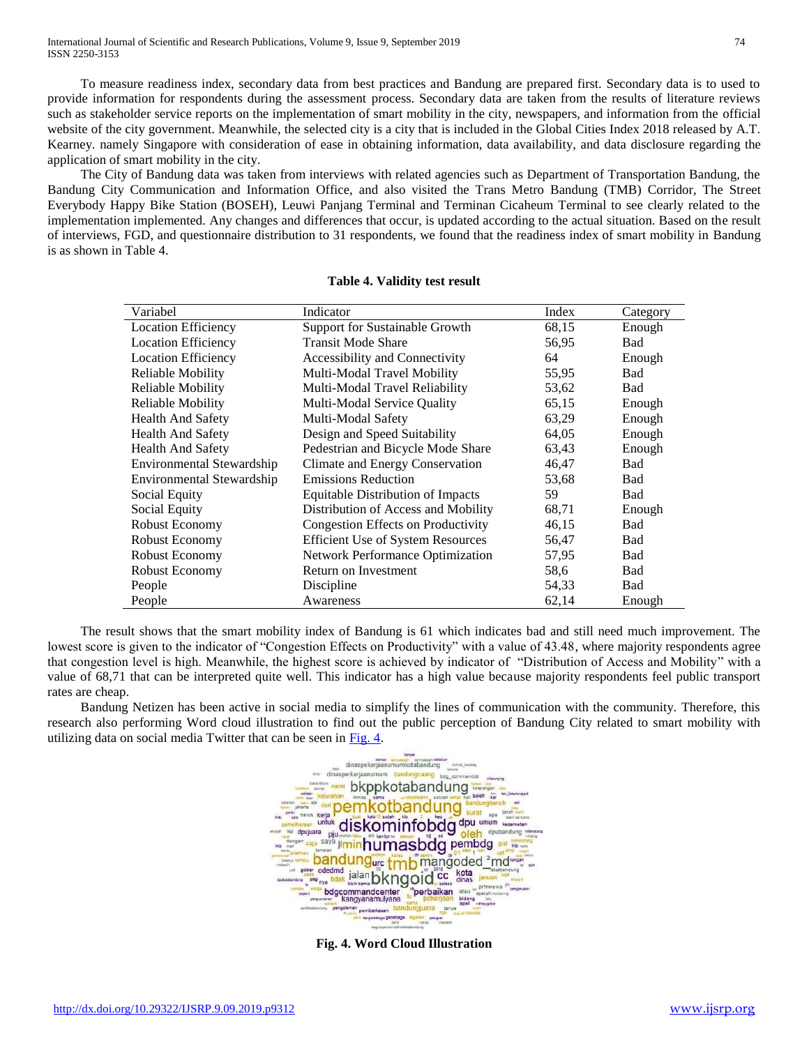To measure readiness index, secondary data from best practices and Bandung are prepared first. Secondary data is to used to provide information for respondents during the assessment process. Secondary data are taken from the results of literature reviews such as stakeholder service reports on the implementation of smart mobility in the city, newspapers, and information from the official website of the city government. Meanwhile, the selected city is a city that is included in the Global Cities Index 2018 released by A.T. Kearney. namely Singapore with consideration of ease in obtaining information, data availability, and data disclosure regarding the application of smart mobility in the city.

The City of Bandung data was taken from interviews with related agencies such as Department of Transportation Bandung, the Bandung City Communication and Information Office, and also visited the Trans Metro Bandung (TMB) Corridor, The Street Everybody Happy Bike Station (BOSEH), Leuwi Panjang Terminal and Terminan Cicaheum Terminal to see clearly related to the implementation implemented. Any changes and differences that occur, is updated according to the actual situation. Based on the result of interviews, FGD, and questionnaire distribution to 31 respondents, we found that the readiness index of smart mobility in Bandung is as shown in Table 4.

**Table 4. Validity test result**

| Variabel | Indicator | Index | Category |
|---|---|---|---|
| Location Efficiency | Support for Sustainable Growth | 68,15 | Enough |
| Location Efficiency | Transit Mode Share | 56,95 | Bad |
| Location Efficiency | Accessibility and Connectivity | 64 | Enough |
| Reliable Mobility | Multi-Modal Travel Mobility | 55,95 | Bad |
| Reliable Mobility | Multi-Modal Travel Reliability | 53,62 | Bad |
| Reliable Mobility | Multi-Modal Service Quality | 65,15 | Enough |
| Health And Safety | Multi-Modal Safety | 63,29 | Enough |
| Health And Safety | Design and Speed Suitability | 64,05 | Enough |
| Health And Safety | Pedestrian and Bicycle Mode Share | 63,43 | Enough |
| Environmental Stewardship | Climate and Energy Conservation | 46,47 | Bad |
| Environmental Stewardship | Emissions Reduction | 53,68 | Bad |
| Social Equity | Equitable Distribution of Impacts | 59 | Bad |
| Social Equity | Distribution of Access and Mobility | 68,71 | Enough |
| Robust Economy | Congestion Effects on Productivity | 46,15 | Bad |
| Robust Economy | Efficient Use of System Resources | 56,47 | Bad |
| Robust Economy | Network Performance Optimization | 57,95 | Bad |
| Robust Economy | Return on Investment | 58,6 | Bad |
| People | Discipline | 54,33 | Bad |
| People | Awareness | 62,14 | Enough |

The result shows that the smart mobility index of Bandung is 61 which indicates bad and still need much improvement. The lowest score is given to the indicator of "Congestion Effects on Productivity" with a value of 43.48, where majority respondents agree that congestion level is high. Meanwhile, the highest score is achieved by indicator of "Distribution of Access and Mobility" with a value of 68,71 that can be interpreted quite well. This indicator has a high value because majority respondents feel public transport rates are cheap.

Bandung Netizen has been active in social media to simplify the lines of communication with the community. Therefore, this research also performing Word cloud illustration to find out the public perception of Bandung City related to smart mobility with utilizing data on social media Twitter that can be seen in Fig. 4.

**Fig. 4. Word Cloud Illustration**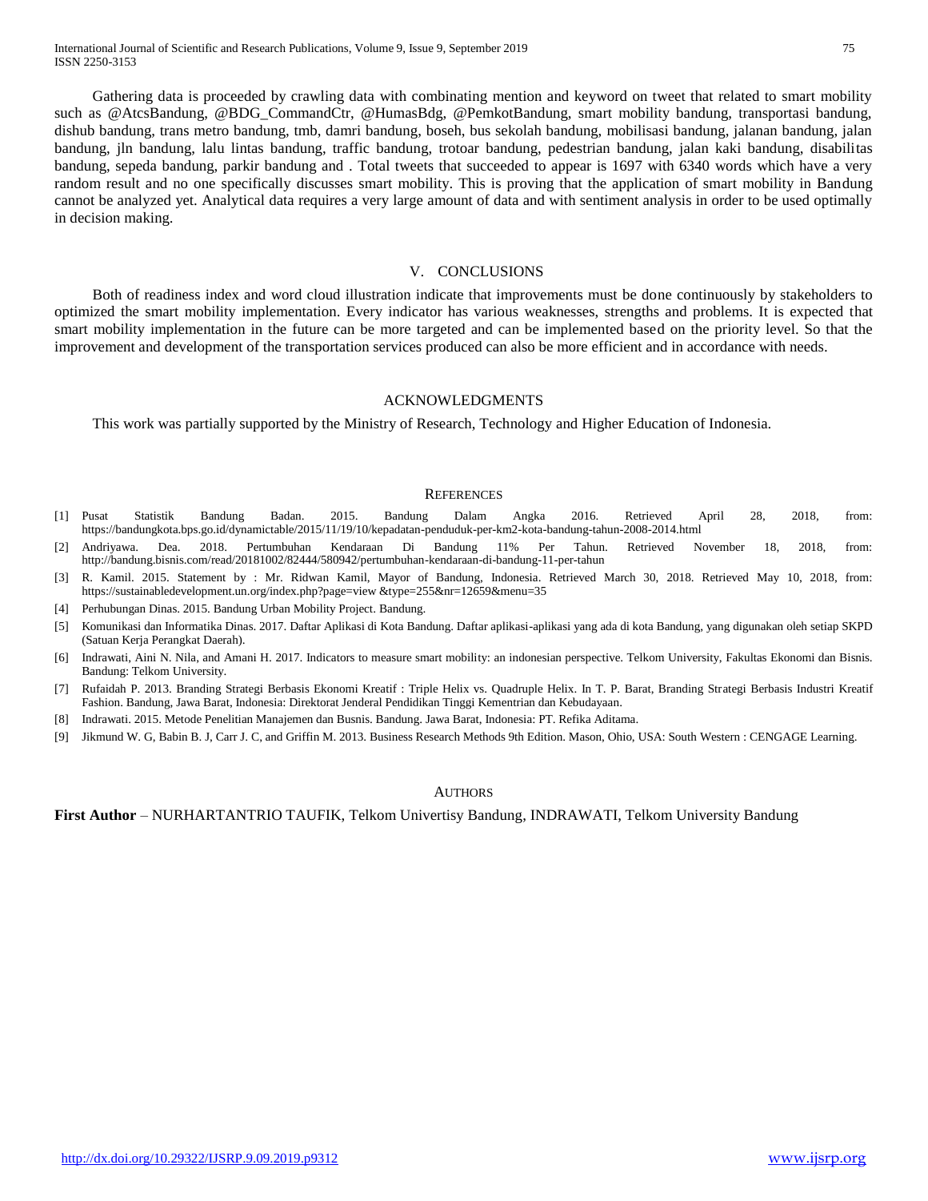Gathering data is proceeded by crawling data with combinating mention and keyword on tweet that related to smart mobility such as @AtcsBandung, @BDG_CommandCtr, @HumasBdg, @PemkotBandung, smart mobility bandung, transportasi bandung, dishub bandung, trans metro bandung, tmb, damri bandung, boseh, bus sekolah bandung, mobilisasi bandung, jalanan bandung, jalan bandung, jln bandung, lalu lintas bandung, traffic bandung, trotoar bandung, pedestrian bandung, jalan kaki bandung, disabilitas bandung, sepeda bandung, parkir bandung and . Total tweets that succeeded to appear is 1697 with 6340 words which have a very random result and no one specifically discusses smart mobility. This is proving that the application of smart mobility in Bandung cannot be analyzed yet. Analytical data requires a very large amount of data and with sentiment analysis in order to be used optimally in decision making.

## V. CONCLUSIONS

Both of readiness index and word cloud illustration indicate that improvements must be done continuously by stakeholders to optimized the smart mobility implementation. Every indicator has various weaknesses, strengths and problems. It is expected that smart mobility implementation in the future can be more targeted and can be implemented based on the priority level. So that the improvement and development of the transportation services produced can also be more efficient and in accordance with needs.

## ACKNOWLEDGMENTS

This work was partially supported by the Ministry of Research, Technology and Higher Education of Indonesia.

## REFERENCES

[1] Pusat Statistik Bandung Badan. 2015. Bandung Dalam Angka 2016. Retrieved April 28, 2018, from: https://bandungkota.bps.go.id/dynamictable/2015/11/19/10/kepadatan-penduduk-per-km2-kota-bandung-tahun-2008-2014.html

[2] Andriyawa. Dea. 2018. Pertumbuhan Kendaraan Di Bandung 11% Per Tahun. Retrieved November 18, 2018, from: http://bandung.bisnis.com/read/20181002/82444/580942/pertumbuhan-kendaraan-di-bandung-11-per-tahun

[3] R. Kamil. 2015. Statement by : Mr. Ridwan Kamil, Mayor of Bandung, Indonesia. Retrieved March 30, 2018. Retrieved May 10, 2018, from: https://sustainabledevelopment.un.org/index.php?page=view &type=255&nr=12659&menu=35

[4] Perhubungan Dinas. 2015. Bandung Urban Mobility Project. Bandung.

[5] Komunikasi dan Informatika Dinas. 2017. Daftar Aplikasi di Kota Bandung. Daftar aplikasi-aplikasi yang ada di kota Bandung, yang digunakan oleh setiap SKPD (Satuan Kerja Perangkat Daerah).

[6] Indrawati, Aini N. Nila, and Amani H. 2017. Indicators to measure smart mobility: an indonesian perspective. Telkom University, Fakultas Ekonomi dan Bisnis. Bandung: Telkom University.

[7] Rufaidah P. 2013. Branding Strategi Berbasis Ekonomi Kreatif : Triple Helix vs. Quadruple Helix. In T. P. Barat, Branding Strategi Berbasis Industri Kreatif Fashion. Bandung, Jawa Barat, Indonesia: Direktorat Jenderal Pendidikan Tinggi Kementrian dan Kebudayaan.

[8] Indrawati. 2015. Metode Penelitian Manajemen dan Busnis. Bandung. Jawa Barat, Indonesia: PT. Refika Aditama.

[9] Jikmund W. G, Babin B. J, Carr J. C, and Griffin M. 2013. Business Research Methods 9th Edition. Mason, Ohio, USA: South Western : CENGAGE Learning.

## AUTHORS

**First Author** – NURHARTANTRIO TAUFIK, Telkom Univertisy Bandung, INDRAWATI, Telkom University Bandung